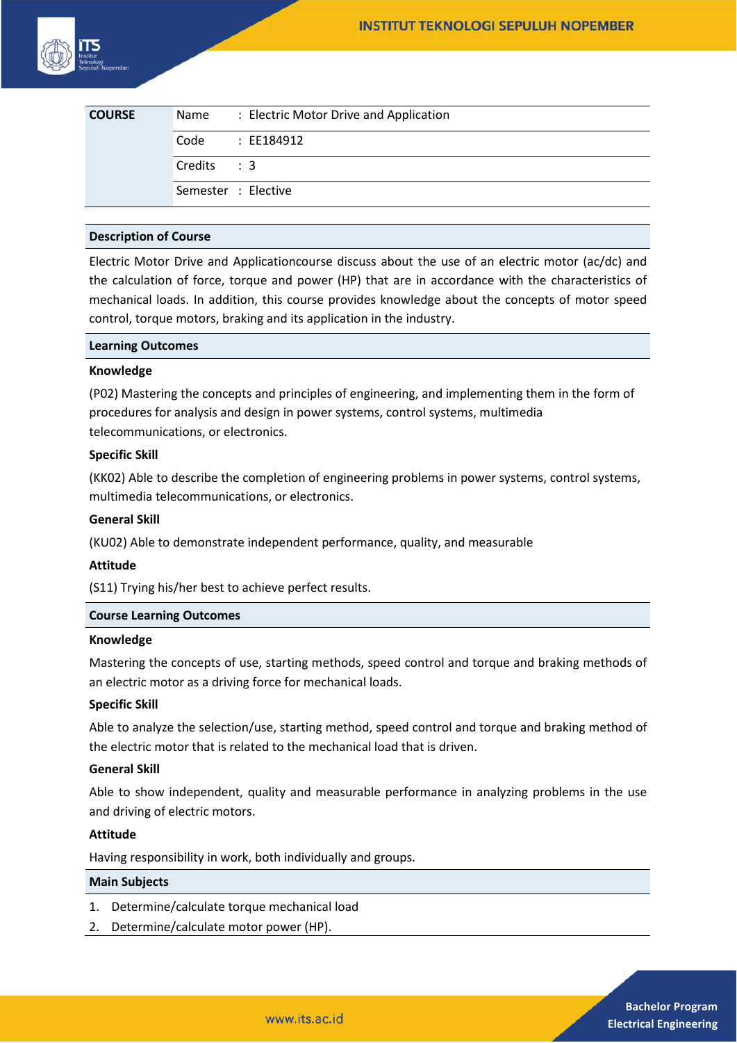| COURSE | Name | : Electric Motor Drive and Application |
|---|---|---|
| | Code | : EE184912 |
| | Credits | : 3 |
| | Semester | : Elective |

## Description of Course

Electric Motor Drive and Applicationcourse discuss about the use of an electric motor (ac/dc) and the calculation of force, torque and power (HP) that are in accordance with the characteristics of mechanical loads. In addition, this course provides knowledge about the concepts of motor speed control, torque motors, braking and its application in the industry.

## Learning Outcomes

**Knowledge**

(P02) Mastering the concepts and principles of engineering, and implementing them in the form of procedures for analysis and design in power systems, control systems, multimedia telecommunications, or electronics.

**Specific Skill**

(KK02) Able to describe the completion of engineering problems in power systems, control systems, multimedia telecommunications, or electronics.

**General Skill**

(KU02) Able to demonstrate independent performance, quality, and measurable

**Attitude**

(S11) Trying his/her best to achieve perfect results.

## Course Learning Outcomes

**Knowledge**

Mastering the concepts of use, starting methods, speed control and torque and braking methods of an electric motor as a driving force for mechanical loads.

**Specific Skill**

Able to analyze the selection/use, starting method, speed control and torque and braking method of the electric motor that is related to the mechanical load that is driven.

**General Skill**

Able to show independent, quality and measurable performance in analyzing problems in the use and driving of electric motors.

**Attitude**

Having responsibility in work, both individually and groups.

## Main Subjects

1. Determine/calculate torque mechanical load
2. Determine/calculate motor power (HP).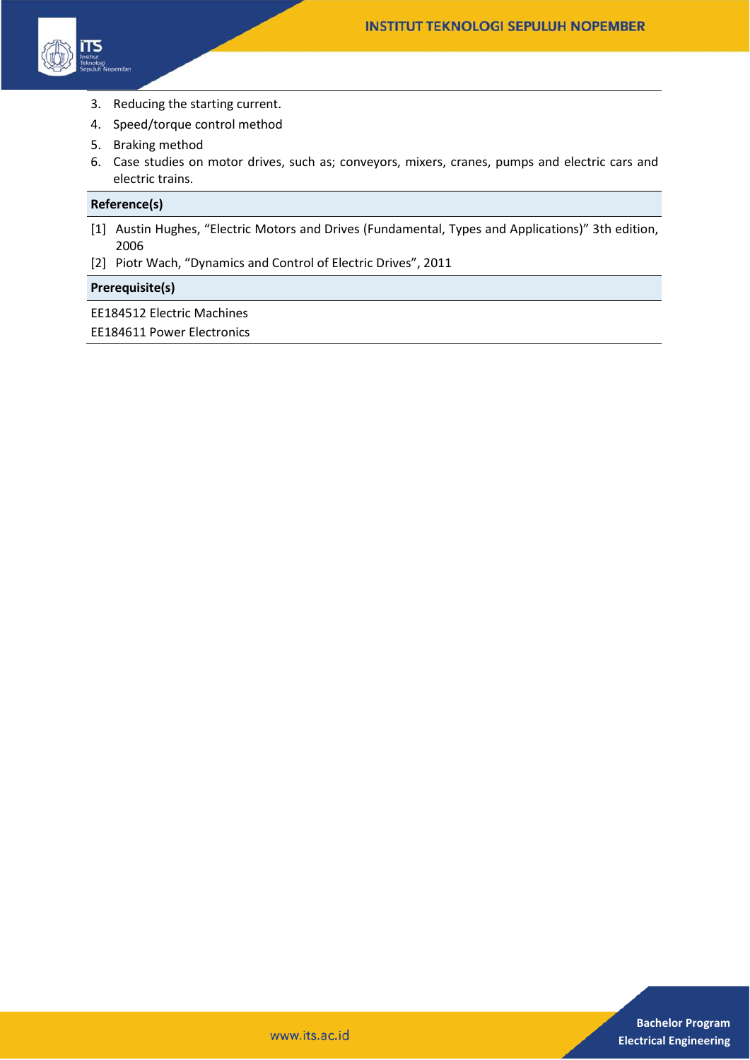3. Reducing the starting current.
4. Speed/torque control method
5. Braking method
6. Case studies on motor drives, such as; conveyors, mixers, cranes, pumps and electric cars and electric trains.

**Reference(s)**

[1] Austin Hughes, “Electric Motors and Drives (Fundamental, Types and Applications)” 3th edition, 2006

[2] Piotr Wach, “Dynamics and Control of Electric Drives”, 2011

**Prerequisite(s)**

EE184512 Electric Machines

EE184611 Power Electronics